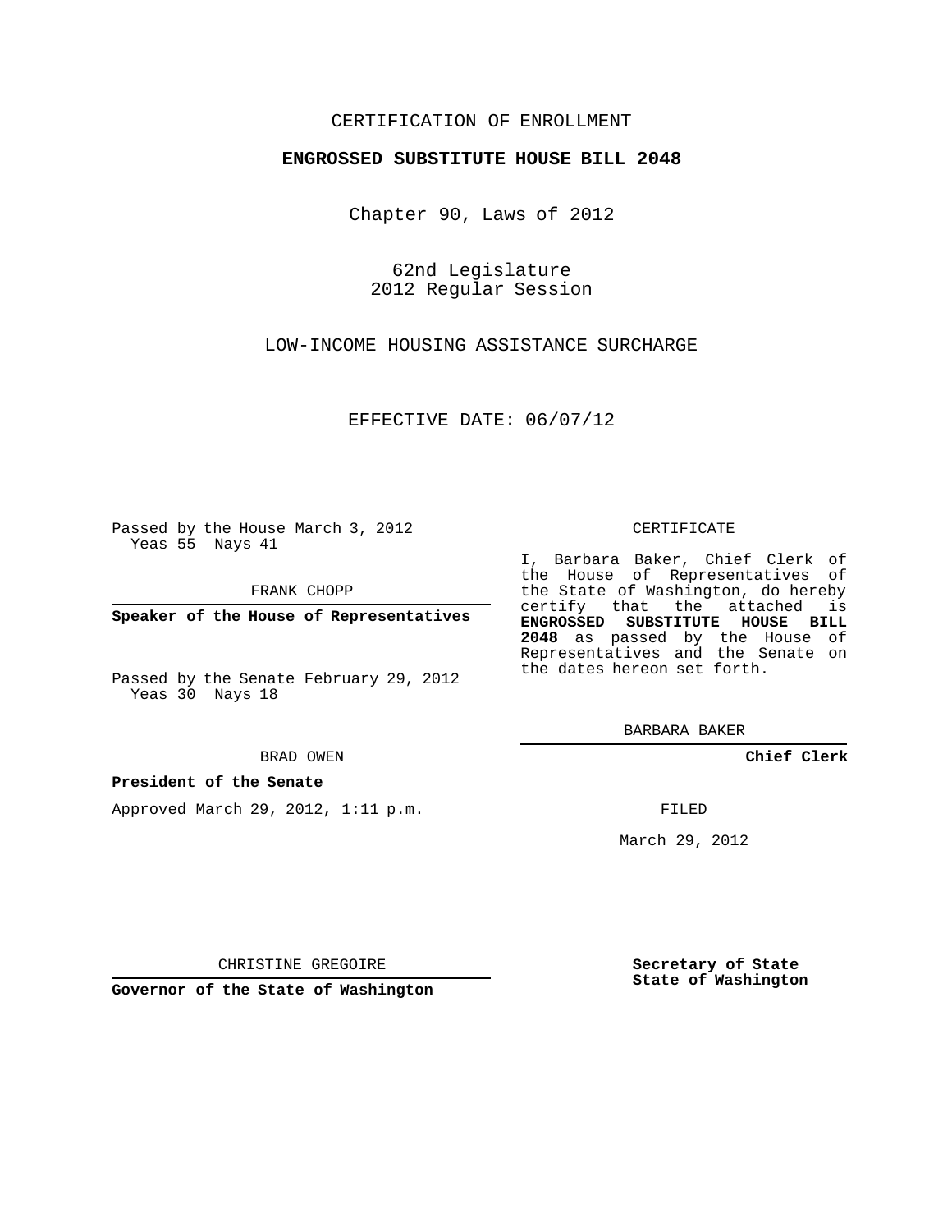CERTIFICATION OF ENROLLMENT

**ENGROSSED SUBSTITUTE HOUSE BILL 2048**

Chapter 90, Laws of 2012

62nd Legislature
2012 Regular Session

LOW-INCOME HOUSING ASSISTANCE SURCHARGE

EFFECTIVE DATE: 06/07/12

Passed by the House March 3, 2012
Yeas 55 Nays 41

FRANK CHOPP

**Speaker of the House of Representatives**

Passed by the Senate February 29, 2012
Yeas 30 Nays 18

BRAD OWEN

**President of the Senate**

Approved March 29, 2012, 1:11 p.m.

CHRISTINE GREGOIRE

**Governor of the State of Washington**

CERTIFICATE

I, Barbara Baker, Chief Clerk of the House of Representatives of the State of Washington, do hereby certify that the attached is **ENGROSSED SUBSTITUTE HOUSE BILL 2048** as passed by the House of Representatives and the Senate on the dates hereon set forth.

BARBARA BAKER

**Chief Clerk**

FILED

March 29, 2012

**Secretary of State**
**State of Washington**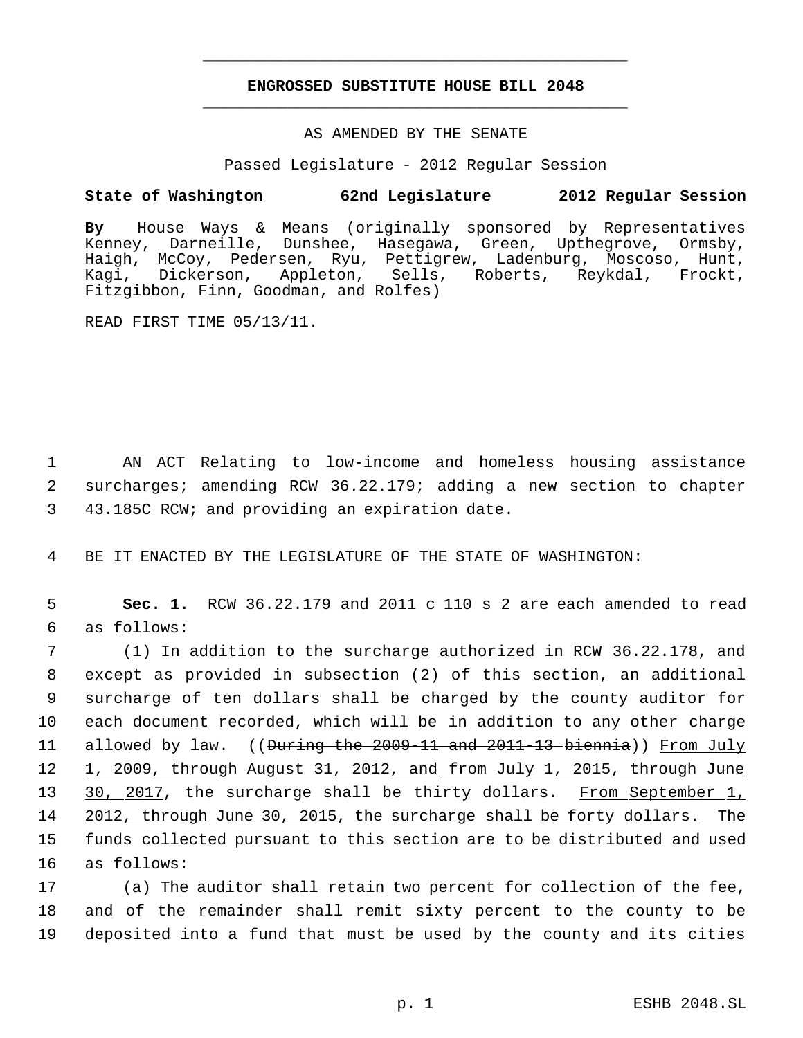# ENGROSSED SUBSTITUTE HOUSE BILL 2048

AS AMENDED BY THE SENATE

Passed Legislature - 2012 Regular Session

**State of Washington 62nd Legislature 2012 Regular Session**

**By** House Ways & Means (originally sponsored by Representatives Kenney, Darneille, Dunshee, Hasegawa, Green, Upthegrove, Ormsby, Haigh, McCoy, Pedersen, Ryu, Pettigrew, Ladenburg, Moscoso, Hunt, Kagi, Dickerson, Appleton, Sells, Roberts, Reykdal, Frockt, Fitzgibbon, Finn, Goodman, and Rolfes)

READ FIRST TIME 05/13/11.

1 AN ACT Relating to low-income and homeless housing assistance
2 surcharges; amending RCW 36.22.179; adding a new section to chapter
3 43.185C RCW; and providing an expiration date.

4 BE IT ENACTED BY THE LEGISLATURE OF THE STATE OF WASHINGTON:

5 **Sec. 1.** RCW 36.22.179 and 2011 c 110 s 2 are each amended to read
6 as follows:

7 (1) In addition to the surcharge authorized in RCW 36.22.178, and
8 except as provided in subsection (2) of this section, an additional
9 surcharge of ten dollars shall be charged by the county auditor for
10 each document recorded, which will be in addition to any other charge
11 allowed by law. ((~~During the 2009-11 and 2011-13 biennia~~)) <u>From July</u>
12 <u>1, 2009, through August 31, 2012, and from July 1, 2015, through June</u>
13 <u>30, 2017</u>, the surcharge shall be thirty dollars. <u>From September 1,</u>
14 <u>2012, through June 30, 2015, the surcharge shall be forty dollars.</u> The
15 funds collected pursuant to this section are to be distributed and used
16 as follows:

17 (a) The auditor shall retain two percent for collection of the fee,
18 and of the remainder shall remit sixty percent to the county to be
19 deposited into a fund that must be used by the county and its cities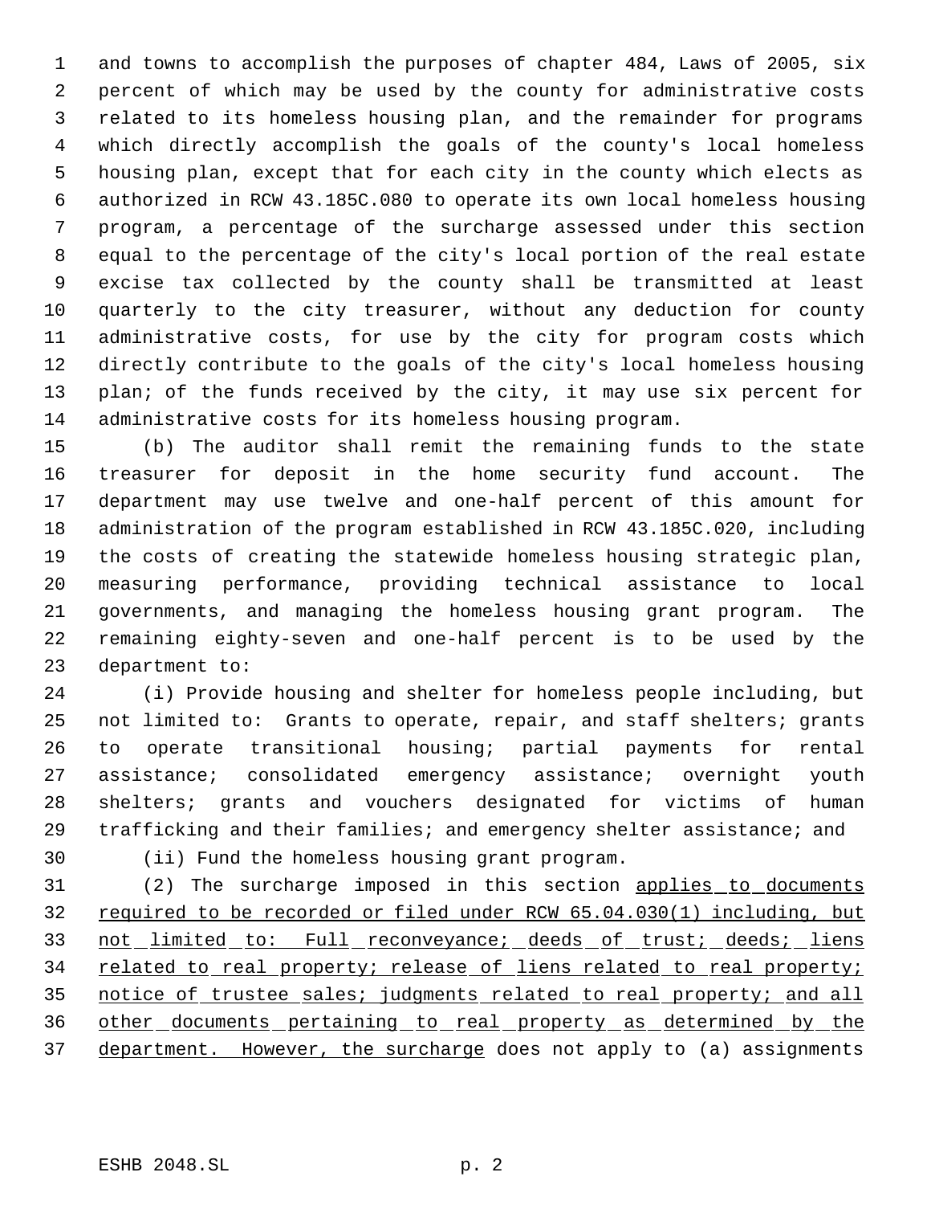and towns to accomplish the purposes of chapter 484, Laws of 2005, six percent of which may be used by the county for administrative costs related to its homeless housing plan, and the remainder for programs which directly accomplish the goals of the county's local homeless housing plan, except that for each city in the county which elects as authorized in RCW 43.185C.080 to operate its own local homeless housing program, a percentage of the surcharge assessed under this section equal to the percentage of the city's local portion of the real estate excise tax collected by the county shall be transmitted at least quarterly to the city treasurer, without any deduction for county administrative costs, for use by the city for program costs which directly contribute to the goals of the city's local homeless housing plan; of the funds received by the city, it may use six percent for administrative costs for its homeless housing program.

(b) The auditor shall remit the remaining funds to the state treasurer for deposit in the home security fund account. The department may use twelve and one-half percent of this amount for administration of the program established in RCW 43.185C.020, including the costs of creating the statewide homeless housing strategic plan, measuring performance, providing technical assistance to local governments, and managing the homeless housing grant program. The remaining eighty-seven and one-half percent is to be used by the department to:

(i) Provide housing and shelter for homeless people including, but not limited to: Grants to operate, repair, and staff shelters; grants to operate transitional housing; partial payments for rental assistance; consolidated emergency assistance; overnight youth shelters; grants and vouchers designated for victims of human trafficking and their families; and emergency shelter assistance; and

(ii) Fund the homeless housing grant program.

(2) The surcharge imposed in this section <u>applies to documents required to be recorded or filed under RCW 65.04.030(1) including, but not limited to: Full reconveyance; deeds of trust; deeds; liens related to real property; release of liens related to real property; notice of trustee sales; judgments related to real property; and all other documents pertaining to real property as determined by the department. However, the surcharge</u> does not apply to (a) assignments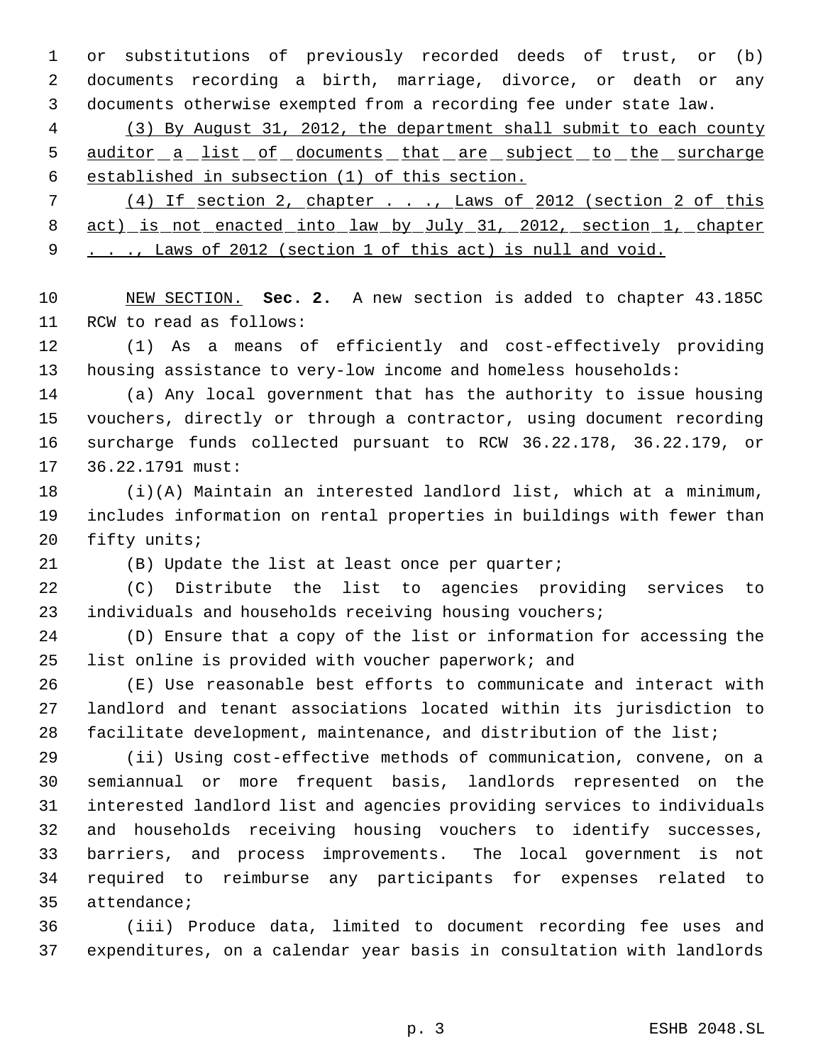or substitutions of previously recorded deeds of trust, or (b) documents recording a birth, marriage, divorce, or death or any documents otherwise exempted from a recording fee under state law.

(3) By August 31, 2012, the department shall submit to each county auditor a list of documents that are subject to the surcharge established in subsection (1) of this section.

(4) If section 2, chapter . . ., Laws of 2012 (section 2 of this act) is not enacted into law by July 31, 2012, section 1, chapter . . ., Laws of 2012 (section 1 of this act) is null and void.

NEW SECTION. **Sec. 2.** A new section is added to chapter 43.185C RCW to read as follows:

(1) As a means of efficiently and cost-effectively providing housing assistance to very-low income and homeless households:

(a) Any local government that has the authority to issue housing vouchers, directly or through a contractor, using document recording surcharge funds collected pursuant to RCW 36.22.178, 36.22.179, or 36.22.1791 must:

(i)(A) Maintain an interested landlord list, which at a minimum, includes information on rental properties in buildings with fewer than fifty units;

(B) Update the list at least once per quarter;

(C) Distribute the list to agencies providing services to individuals and households receiving housing vouchers;

(D) Ensure that a copy of the list or information for accessing the list online is provided with voucher paperwork; and

(E) Use reasonable best efforts to communicate and interact with landlord and tenant associations located within its jurisdiction to facilitate development, maintenance, and distribution of the list;

(ii) Using cost-effective methods of communication, convene, on a semiannual or more frequent basis, landlords represented on the interested landlord list and agencies providing services to individuals and households receiving housing vouchers to identify successes, barriers, and process improvements. The local government is not required to reimburse any participants for expenses related to attendance;

(iii) Produce data, limited to document recording fee uses and expenditures, on a calendar year basis in consultation with landlords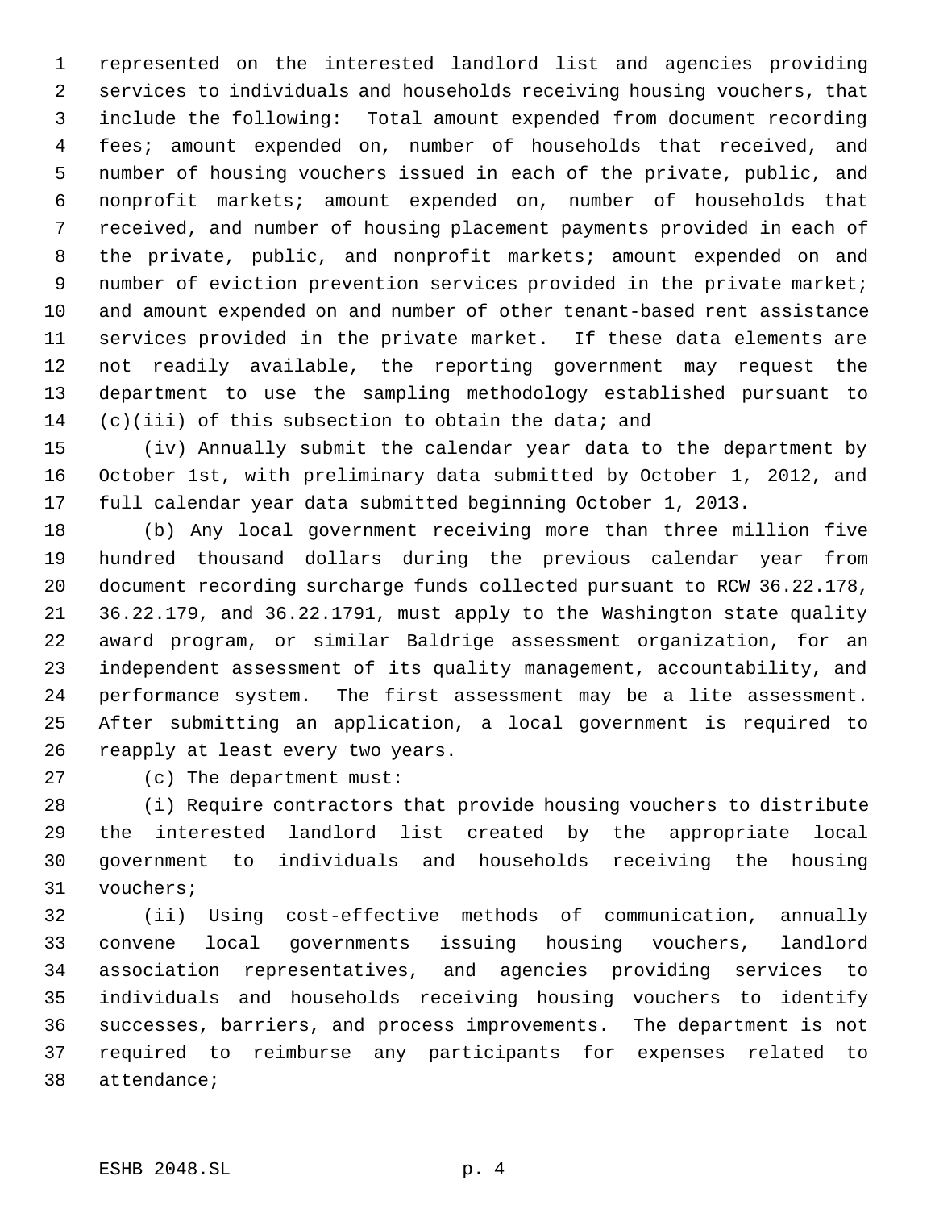represented on the interested landlord list and agencies providing services to individuals and households receiving housing vouchers, that include the following: Total amount expended from document recording fees; amount expended on, number of households that received, and number of housing vouchers issued in each of the private, public, and nonprofit markets; amount expended on, number of households that received, and number of housing placement payments provided in each of the private, public, and nonprofit markets; amount expended on and number of eviction prevention services provided in the private market; and amount expended on and number of other tenant-based rent assistance services provided in the private market. If these data elements are not readily available, the reporting government may request the department to use the sampling methodology established pursuant to (c)(iii) of this subsection to obtain the data; and

(iv) Annually submit the calendar year data to the department by October 1st, with preliminary data submitted by October 1, 2012, and full calendar year data submitted beginning October 1, 2013.

(b) Any local government receiving more than three million five hundred thousand dollars during the previous calendar year from document recording surcharge funds collected pursuant to RCW 36.22.178, 36.22.179, and 36.22.1791, must apply to the Washington state quality award program, or similar Baldrige assessment organization, for an independent assessment of its quality management, accountability, and performance system. The first assessment may be a lite assessment. After submitting an application, a local government is required to reapply at least every two years.

(c) The department must:

(i) Require contractors that provide housing vouchers to distribute the interested landlord list created by the appropriate local government to individuals and households receiving the housing vouchers;

(ii) Using cost-effective methods of communication, annually convene local governments issuing housing vouchers, landlord association representatives, and agencies providing services to individuals and households receiving housing vouchers to identify successes, barriers, and process improvements. The department is not required to reimburse any participants for expenses related to attendance;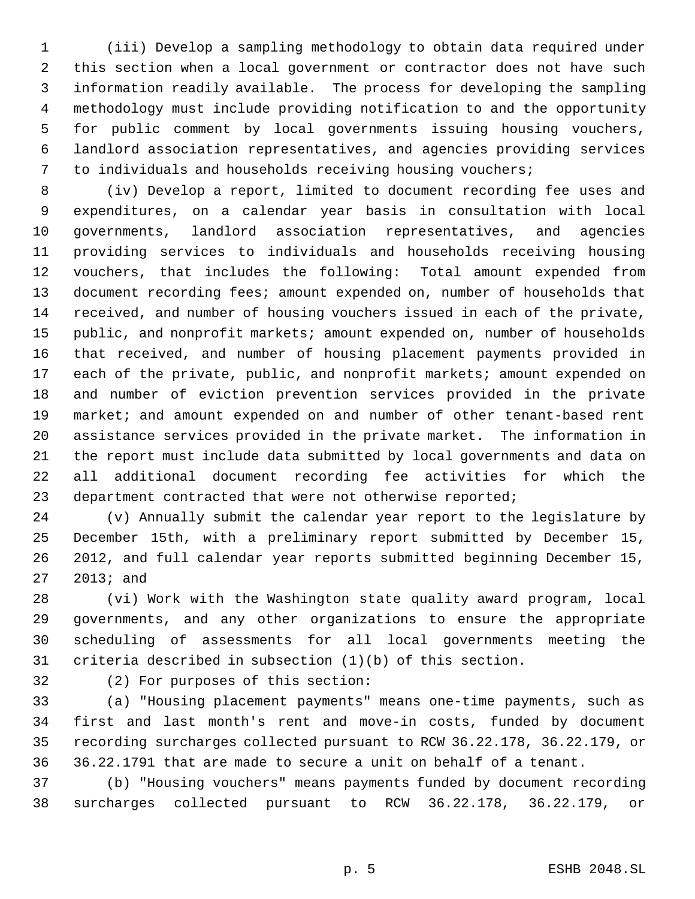(iii) Develop a sampling methodology to obtain data required under this section when a local government or contractor does not have such information readily available. The process for developing the sampling methodology must include providing notification to and the opportunity for public comment by local governments issuing housing vouchers, landlord association representatives, and agencies providing services to individuals and households receiving housing vouchers;

(iv) Develop a report, limited to document recording fee uses and expenditures, on a calendar year basis in consultation with local governments, landlord association representatives, and agencies providing services to individuals and households receiving housing vouchers, that includes the following: Total amount expended from document recording fees; amount expended on, number of households that received, and number of housing vouchers issued in each of the private, public, and nonprofit markets; amount expended on, number of households that received, and number of housing placement payments provided in each of the private, public, and nonprofit markets; amount expended on and number of eviction prevention services provided in the private market; and amount expended on and number of other tenant-based rent assistance services provided in the private market. The information in the report must include data submitted by local governments and data on all additional document recording fee activities for which the department contracted that were not otherwise reported;

(v) Annually submit the calendar year report to the legislature by December 15th, with a preliminary report submitted by December 15, 2012, and full calendar year reports submitted beginning December 15, 2013; and

(vi) Work with the Washington state quality award program, local governments, and any other organizations to ensure the appropriate scheduling of assessments for all local governments meeting the criteria described in subsection (1)(b) of this section.

(2) For purposes of this section:

(a) "Housing placement payments" means one-time payments, such as first and last month's rent and move-in costs, funded by document recording surcharges collected pursuant to RCW 36.22.178, 36.22.179, or 36.22.1791 that are made to secure a unit on behalf of a tenant.

(b) "Housing vouchers" means payments funded by document recording surcharges collected pursuant to RCW 36.22.178, 36.22.179, or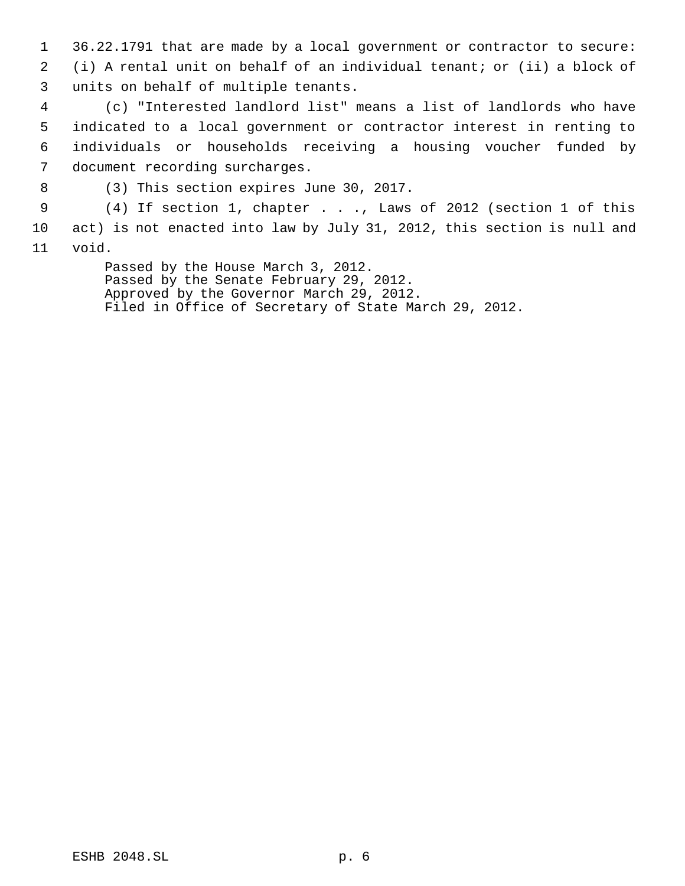36.22.1791 that are made by a local government or contractor to secure: (i) A rental unit on behalf of an individual tenant; or (ii) a block of units on behalf of multiple tenants.

(c) "Interested landlord list" means a list of landlords who have indicated to a local government or contractor interest in renting to individuals or households receiving a housing voucher funded by document recording surcharges.

(3) This section expires June 30, 2017.

(4) If section 1, chapter . . ., Laws of 2012 (section 1 of this act) is not enacted into law by July 31, 2012, this section is null and void.

Passed by the House March 3, 2012.
Passed by the Senate February 29, 2012.
Approved by the Governor March 29, 2012.
Filed in Office of Secretary of State March 29, 2012.